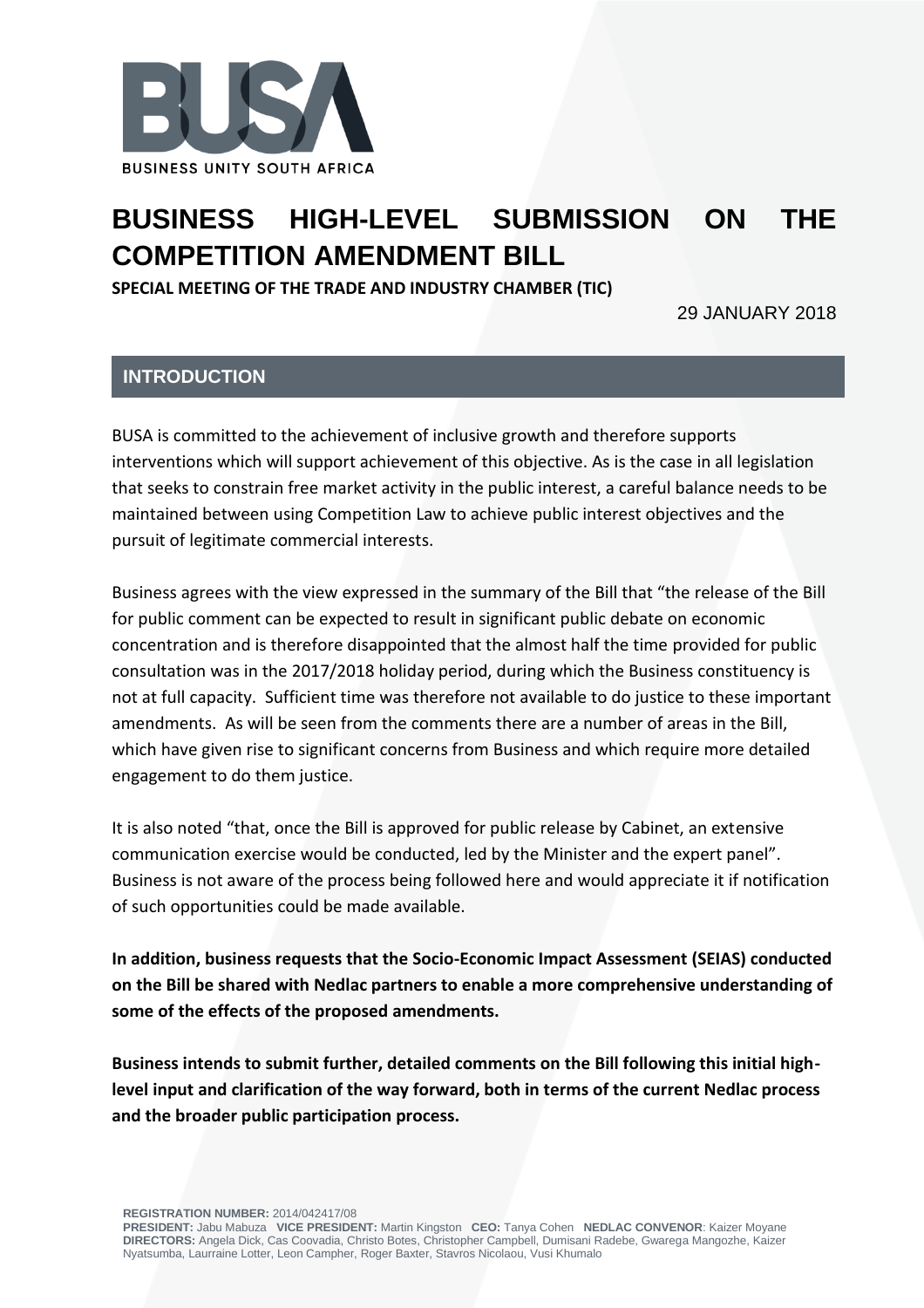BUSINESS UNITY SOUTH AFRICA

# BUSINESS HIGH-LEVEL SUBMISSION ON THE COMPETITION AMENDMENT BILL

**SPECIAL MEETING OF THE TRADE AND INDUSTRY CHAMBER (TIC)**

29 JANUARY 2018

## INTRODUCTION

BUSA is committed to the achievement of inclusive growth and therefore supports interventions which will support achievement of this objective. As is the case in all legislation that seeks to constrain free market activity in the public interest, a careful balance needs to be maintained between using Competition Law to achieve public interest objectives and the pursuit of legitimate commercial interests.

Business agrees with the view expressed in the summary of the Bill that "the release of the Bill for public comment can be expected to result in significant public debate on economic concentration and is therefore disappointed that the almost half the time provided for public consultation was in the 2017/2018 holiday period, during which the Business constituency is not at full capacity. Sufficient time was therefore not available to do justice to these important amendments. As will be seen from the comments there are a number of areas in the Bill, which have given rise to significant concerns from Business and which require more detailed engagement to do them justice.

It is also noted "that, once the Bill is approved for public release by Cabinet, an extensive communication exercise would be conducted, led by the Minister and the expert panel". Business is not aware of the process being followed here and would appreciate it if notification of such opportunities could be made available.

**In addition, business requests that the Socio-Economic Impact Assessment (SEIAS) conducted on the Bill be shared with Nedlac partners to enable a more comprehensive understanding of some of the effects of the proposed amendments.**

**Business intends to submit further, detailed comments on the Bill following this initial high-level input and clarification of the way forward, both in terms of the current Nedlac process and the broader public participation process.**

**REGISTRATION NUMBER:** 2014/042417/08
**PRESIDENT:** Jabu Mabuza **VICE PRESIDENT:** Martin Kingston **CEO:** Tanya Cohen **NEDLAC CONVENOR**: Kaizer Moyane
**DIRECTORS:** Angela Dick, Cas Coovadia, Christo Botes, Christopher Campbell, Dumisani Radebe, Gwarega Mangozhe, Kaizer Nyatsumba, Laurraine Lotter, Leon Campher, Roger Baxter, Stavros Nicolaou, Vusi Khumalo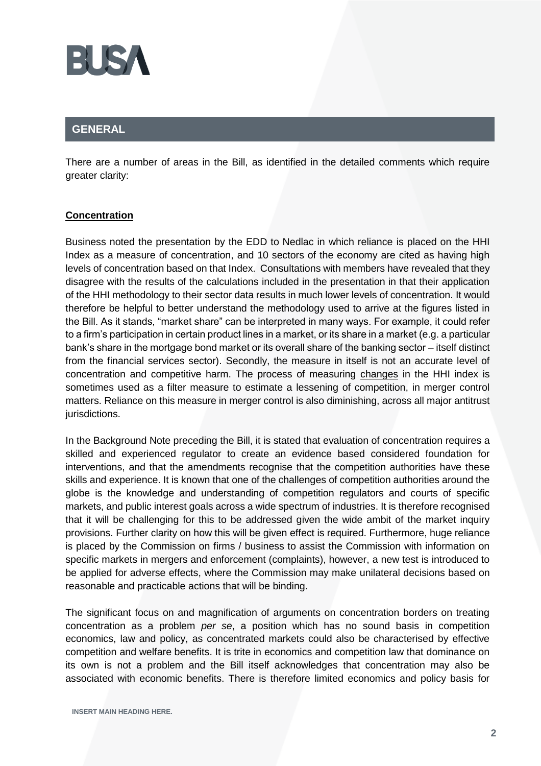## GENERAL

There are a number of areas in the Bill, as identified in the detailed comments which require greater clarity:

**Concentration**

Business noted the presentation by the EDD to Nedlac in which reliance is placed on the HHI Index as a measure of concentration, and 10 sectors of the economy are cited as having high levels of concentration based on that Index. Consultations with members have revealed that they disagree with the results of the calculations included in the presentation in that their application of the HHI methodology to their sector data results in much lower levels of concentration. It would therefore be helpful to better understand the methodology used to arrive at the figures listed in the Bill. As it stands, "market share" can be interpreted in many ways. For example, it could refer to a firm's participation in certain product lines in a market, or its share in a market (e.g. a particular bank's share in the mortgage bond market or its overall share of the banking sector – itself distinct from the financial services sector). Secondly, the measure in itself is not an accurate level of concentration and competitive harm. The process of measuring changes in the HHI index is sometimes used as a filter measure to estimate a lessening of competition, in merger control matters. Reliance on this measure in merger control is also diminishing, across all major antitrust jurisdictions.

In the Background Note preceding the Bill, it is stated that evaluation of concentration requires a skilled and experienced regulator to create an evidence based considered foundation for interventions, and that the amendments recognise that the competition authorities have these skills and experience. It is known that one of the challenges of competition authorities around the globe is the knowledge and understanding of competition regulators and courts of specific markets, and public interest goals across a wide spectrum of industries. It is therefore recognised that it will be challenging for this to be addressed given the wide ambit of the market inquiry provisions. Further clarity on how this will be given effect is required. Furthermore, huge reliance is placed by the Commission on firms / business to assist the Commission with information on specific markets in mergers and enforcement (complaints), however, a new test is introduced to be applied for adverse effects, where the Commission may make unilateral decisions based on reasonable and practicable actions that will be binding.

The significant focus on and magnification of arguments on concentration borders on treating concentration as a problem *per se*, a position which has no sound basis in competition economics, law and policy, as concentrated markets could also be characterised by effective competition and welfare benefits. It is trite in economics and competition law that dominance on its own is not a problem and the Bill itself acknowledges that concentration may also be associated with economic benefits. There is therefore limited economics and policy basis for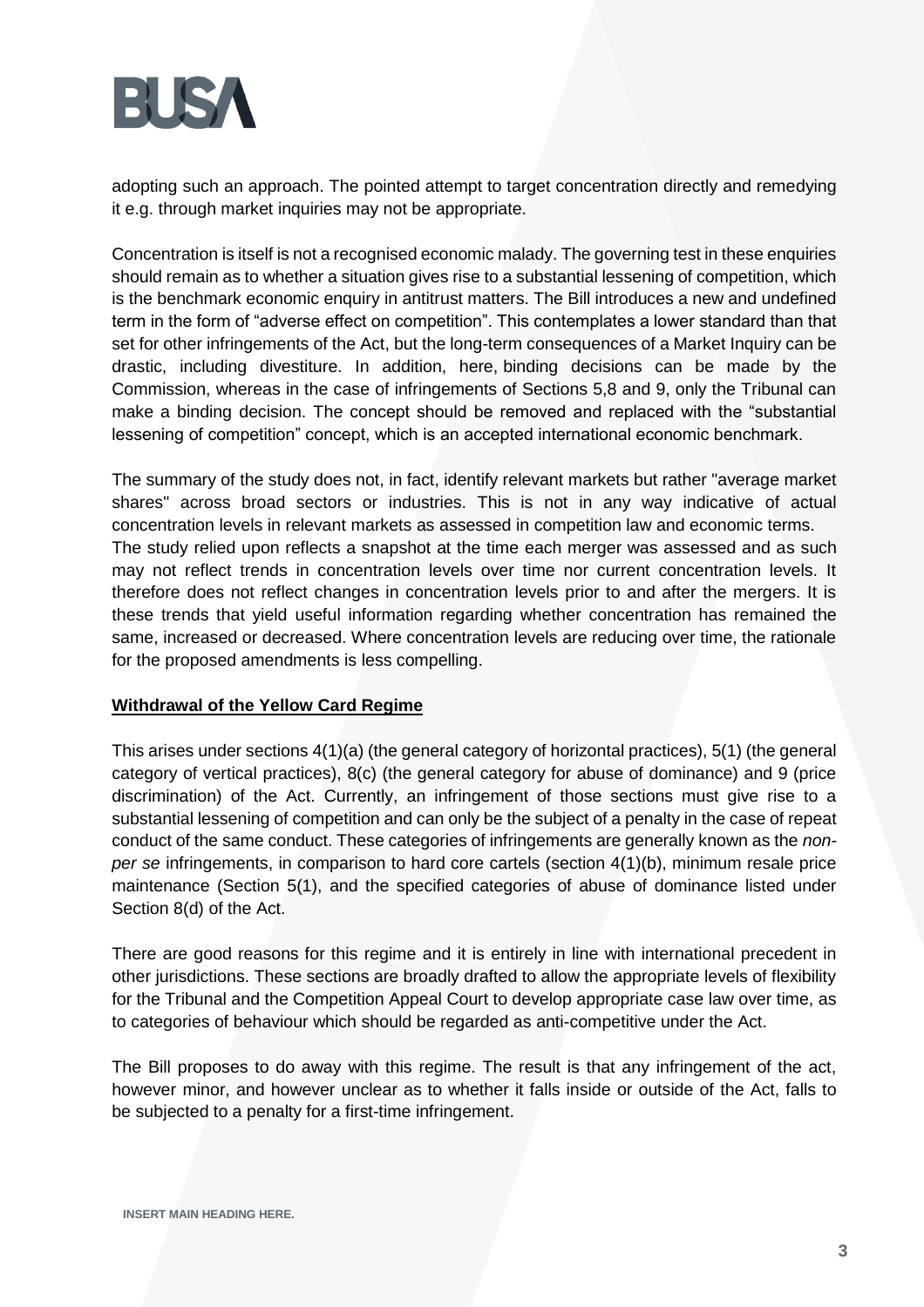adopting such an approach. The pointed attempt to target concentration directly and remedying it e.g. through market inquiries may not be appropriate.

Concentration is itself is not a recognised economic malady. The governing test in these enquiries should remain as to whether a situation gives rise to a substantial lessening of competition, which is the benchmark economic enquiry in antitrust matters. The Bill introduces a new and undefined term in the form of "adverse effect on competition". This contemplates a lower standard than that set for other infringements of the Act, but the long-term consequences of a Market Inquiry can be drastic, including divestiture. In addition, here, binding decisions can be made by the Commission, whereas in the case of infringements of Sections 5,8 and 9, only the Tribunal can make a binding decision. The concept should be removed and replaced with the "substantial lessening of competition" concept, which is an accepted international economic benchmark.

The summary of the study does not, in fact, identify relevant markets but rather "average market shares" across broad sectors or industries. This is not in any way indicative of actual concentration levels in relevant markets as assessed in competition law and economic terms. The study relied upon reflects a snapshot at the time each merger was assessed and as such may not reflect trends in concentration levels over time nor current concentration levels. It therefore does not reflect changes in concentration levels prior to and after the mergers. It is these trends that yield useful information regarding whether concentration has remained the same, increased or decreased. Where concentration levels are reducing over time, the rationale for the proposed amendments is less compelling.

**Withdrawal of the Yellow Card Regime**

This arises under sections 4(1)(a) (the general category of horizontal practices), 5(1) (the general category of vertical practices), 8(c) (the general category for abuse of dominance) and 9 (price discrimination) of the Act. Currently, an infringement of those sections must give rise to a substantial lessening of competition and can only be the subject of a penalty in the case of repeat conduct of the same conduct. These categories of infringements are generally known as the *non-per se* infringements, in comparison to hard core cartels (section 4(1)(b), minimum resale price maintenance (Section 5(1), and the specified categories of abuse of dominance listed under Section 8(d) of the Act.

There are good reasons for this regime and it is entirely in line with international precedent in other jurisdictions. These sections are broadly drafted to allow the appropriate levels of flexibility for the Tribunal and the Competition Appeal Court to develop appropriate case law over time, as to categories of behaviour which should be regarded as anti-competitive under the Act.

The Bill proposes to do away with this regime. The result is that any infringement of the act, however minor, and however unclear as to whether it falls inside or outside of the Act, falls to be subjected to a penalty for a first-time infringement.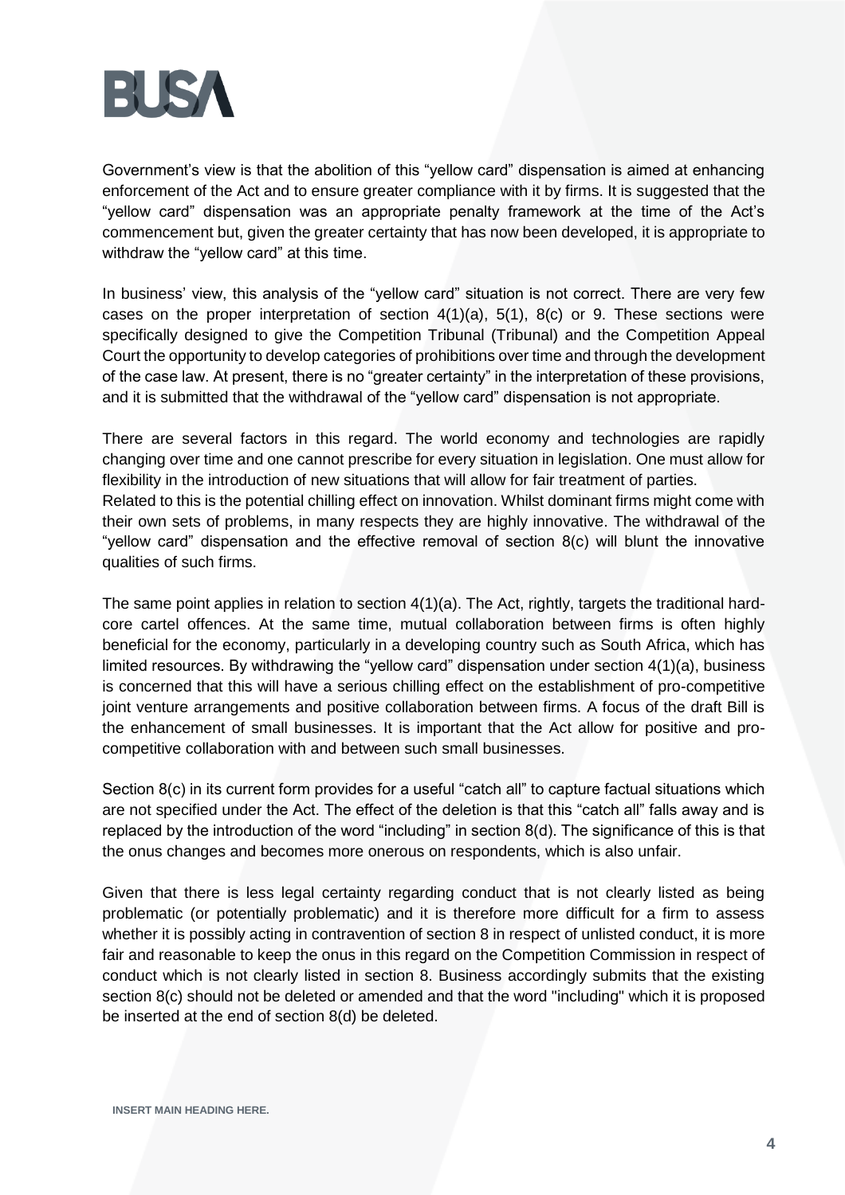Government's view is that the abolition of this "yellow card" dispensation is aimed at enhancing enforcement of the Act and to ensure greater compliance with it by firms. It is suggested that the "yellow card" dispensation was an appropriate penalty framework at the time of the Act's commencement but, given the greater certainty that has now been developed, it is appropriate to withdraw the "yellow card" at this time.

In business' view, this analysis of the "yellow card" situation is not correct. There are very few cases on the proper interpretation of section 4(1)(a), 5(1), 8(c) or 9. These sections were specifically designed to give the Competition Tribunal (Tribunal) and the Competition Appeal Court the opportunity to develop categories of prohibitions over time and through the development of the case law. At present, there is no "greater certainty" in the interpretation of these provisions, and it is submitted that the withdrawal of the "yellow card" dispensation is not appropriate.

There are several factors in this regard. The world economy and technologies are rapidly changing over time and one cannot prescribe for every situation in legislation. One must allow for flexibility in the introduction of new situations that will allow for fair treatment of parties.
Related to this is the potential chilling effect on innovation. Whilst dominant firms might come with their own sets of problems, in many respects they are highly innovative. The withdrawal of the "yellow card" dispensation and the effective removal of section 8(c) will blunt the innovative qualities of such firms.

The same point applies in relation to section 4(1)(a). The Act, rightly, targets the traditional hard-core cartel offences. At the same time, mutual collaboration between firms is often highly beneficial for the economy, particularly in a developing country such as South Africa, which has limited resources. By withdrawing the "yellow card" dispensation under section 4(1)(a), business is concerned that this will have a serious chilling effect on the establishment of pro-competitive joint venture arrangements and positive collaboration between firms. A focus of the draft Bill is the enhancement of small businesses. It is important that the Act allow for positive and pro-competitive collaboration with and between such small businesses.

Section 8(c) in its current form provides for a useful "catch all" to capture factual situations which are not specified under the Act. The effect of the deletion is that this "catch all" falls away and is replaced by the introduction of the word "including" in section 8(d). The significance of this is that the onus changes and becomes more onerous on respondents, which is also unfair.

Given that there is less legal certainty regarding conduct that is not clearly listed as being problematic (or potentially problematic) and it is therefore more difficult for a firm to assess whether it is possibly acting in contravention of section 8 in respect of unlisted conduct, it is more fair and reasonable to keep the onus in this regard on the Competition Commission in respect of conduct which is not clearly listed in section 8. Business accordingly submits that the existing section 8(c) should not be deleted or amended and that the word "including" which it is proposed be inserted at the end of section 8(d) be deleted.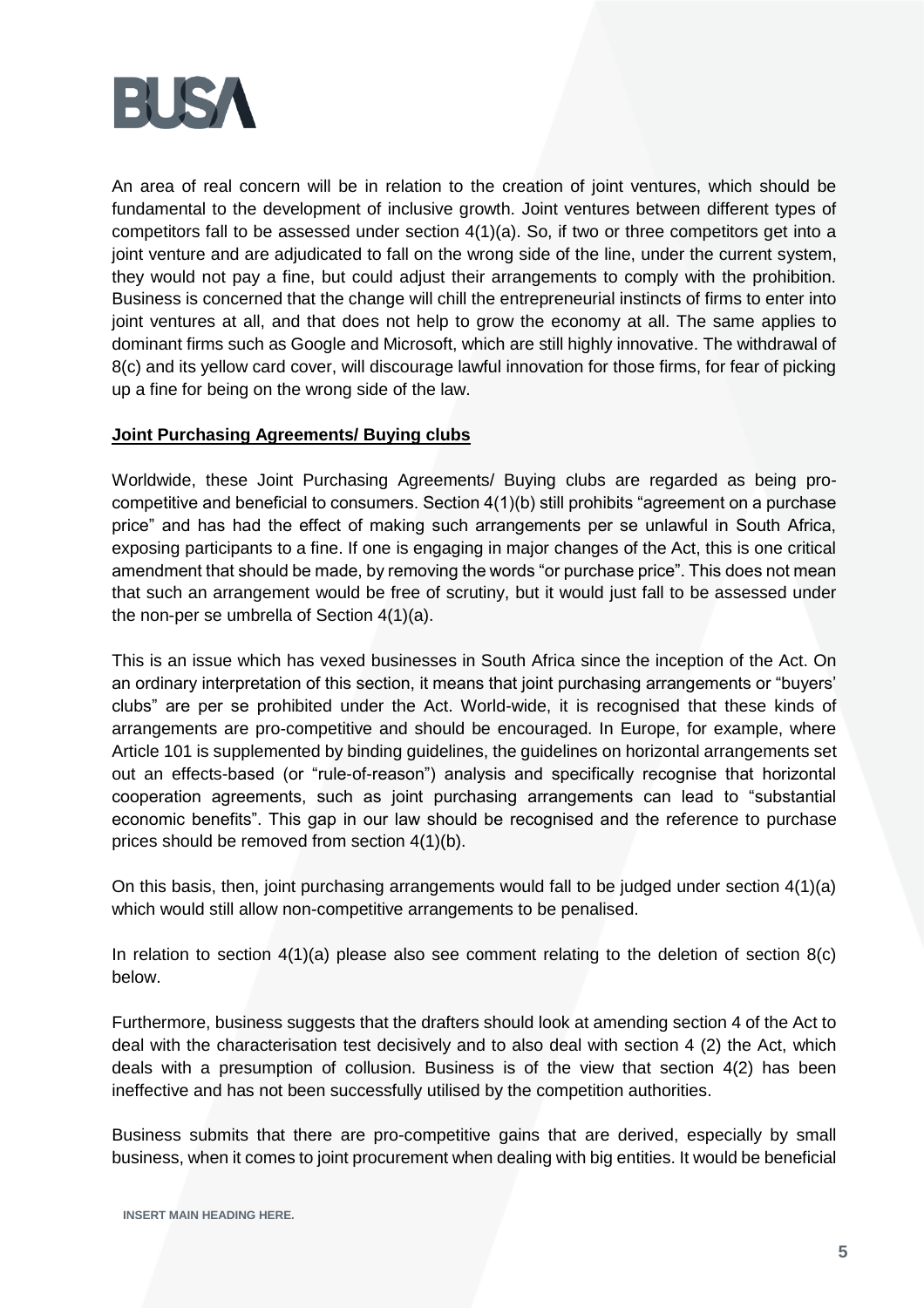An area of real concern will be in relation to the creation of joint ventures, which should be fundamental to the development of inclusive growth. Joint ventures between different types of competitors fall to be assessed under section 4(1)(a). So, if two or three competitors get into a joint venture and are adjudicated to fall on the wrong side of the line, under the current system, they would not pay a fine, but could adjust their arrangements to comply with the prohibition. Business is concerned that the change will chill the entrepreneurial instincts of firms to enter into joint ventures at all, and that does not help to grow the economy at all. The same applies to dominant firms such as Google and Microsoft, which are still highly innovative. The withdrawal of 8(c) and its yellow card cover, will discourage lawful innovation for those firms, for fear of picking up a fine for being on the wrong side of the law.

**Joint Purchasing Agreements/ Buying clubs**

Worldwide, these Joint Purchasing Agreements/ Buying clubs are regarded as being pro-competitive and beneficial to consumers. Section 4(1)(b) still prohibits "agreement on a purchase price" and has had the effect of making such arrangements per se unlawful in South Africa, exposing participants to a fine. If one is engaging in major changes of the Act, this is one critical amendment that should be made, by removing the words "or purchase price". This does not mean that such an arrangement would be free of scrutiny, but it would just fall to be assessed under the non-per se umbrella of Section 4(1)(a).

This is an issue which has vexed businesses in South Africa since the inception of the Act. On an ordinary interpretation of this section, it means that joint purchasing arrangements or "buyers' clubs" are per se prohibited under the Act. World-wide, it is recognised that these kinds of arrangements are pro-competitive and should be encouraged. In Europe, for example, where Article 101 is supplemented by binding guidelines, the guidelines on horizontal arrangements set out an effects-based (or "rule-of-reason") analysis and specifically recognise that horizontal cooperation agreements, such as joint purchasing arrangements can lead to "substantial economic benefits". This gap in our law should be recognised and the reference to purchase prices should be removed from section 4(1)(b).

On this basis, then, joint purchasing arrangements would fall to be judged under section 4(1)(a) which would still allow non-competitive arrangements to be penalised.

In relation to section 4(1)(a) please also see comment relating to the deletion of section 8(c) below.

Furthermore, business suggests that the drafters should look at amending section 4 of the Act to deal with the characterisation test decisively and to also deal with section 4 (2) the Act, which deals with a presumption of collusion. Business is of the view that section 4(2) has been ineffective and has not been successfully utilised by the competition authorities.

Business submits that there are pro-competitive gains that are derived, especially by small business, when it comes to joint procurement when dealing with big entities. It would be beneficial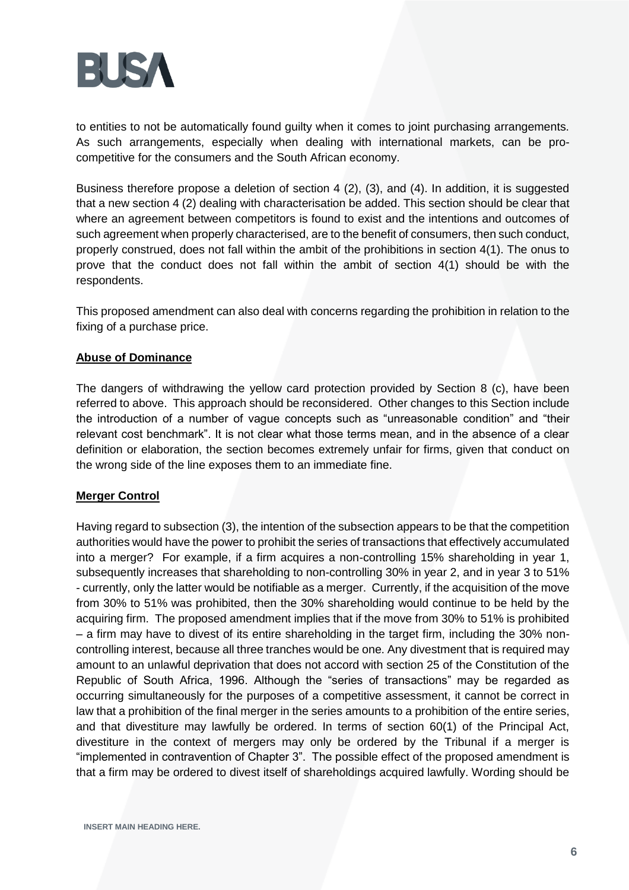to entities to not be automatically found guilty when it comes to joint purchasing arrangements. As such arrangements, especially when dealing with international markets, can be pro-competitive for the consumers and the South African economy.

Business therefore propose a deletion of section 4 (2), (3), and (4). In addition, it is suggested that a new section 4 (2) dealing with characterisation be added. This section should be clear that where an agreement between competitors is found to exist and the intentions and outcomes of such agreement when properly characterised, are to the benefit of consumers, then such conduct, properly construed, does not fall within the ambit of the prohibitions in section 4(1). The onus to prove that the conduct does not fall within the ambit of section 4(1) should be with the respondents.

This proposed amendment can also deal with concerns regarding the prohibition in relation to the fixing of a purchase price.

**Abuse of Dominance**

The dangers of withdrawing the yellow card protection provided by Section 8 (c), have been referred to above. This approach should be reconsidered. Other changes to this Section include the introduction of a number of vague concepts such as "unreasonable condition" and "their relevant cost benchmark". It is not clear what those terms mean, and in the absence of a clear definition or elaboration, the section becomes extremely unfair for firms, given that conduct on the wrong side of the line exposes them to an immediate fine.

**Merger Control**

Having regard to subsection (3), the intention of the subsection appears to be that the competition authorities would have the power to prohibit the series of transactions that effectively accumulated into a merger? For example, if a firm acquires a non-controlling 15% shareholding in year 1, subsequently increases that shareholding to non-controlling 30% in year 2, and in year 3 to 51% - currently, only the latter would be notifiable as a merger. Currently, if the acquisition of the move from 30% to 51% was prohibited, then the 30% shareholding would continue to be held by the acquiring firm. The proposed amendment implies that if the move from 30% to 51% is prohibited – a firm may have to divest of its entire shareholding in the target firm, including the 30% non-controlling interest, because all three tranches would be one. Any divestment that is required may amount to an unlawful deprivation that does not accord with section 25 of the Constitution of the Republic of South Africa, 1996. Although the "series of transactions" may be regarded as occurring simultaneously for the purposes of a competitive assessment, it cannot be correct in law that a prohibition of the final merger in the series amounts to a prohibition of the entire series, and that divestiture may lawfully be ordered. In terms of section 60(1) of the Principal Act, divestiture in the context of mergers may only be ordered by the Tribunal if a merger is "implemented in contravention of Chapter 3". The possible effect of the proposed amendment is that a firm may be ordered to divest itself of shareholdings acquired lawfully. Wording should be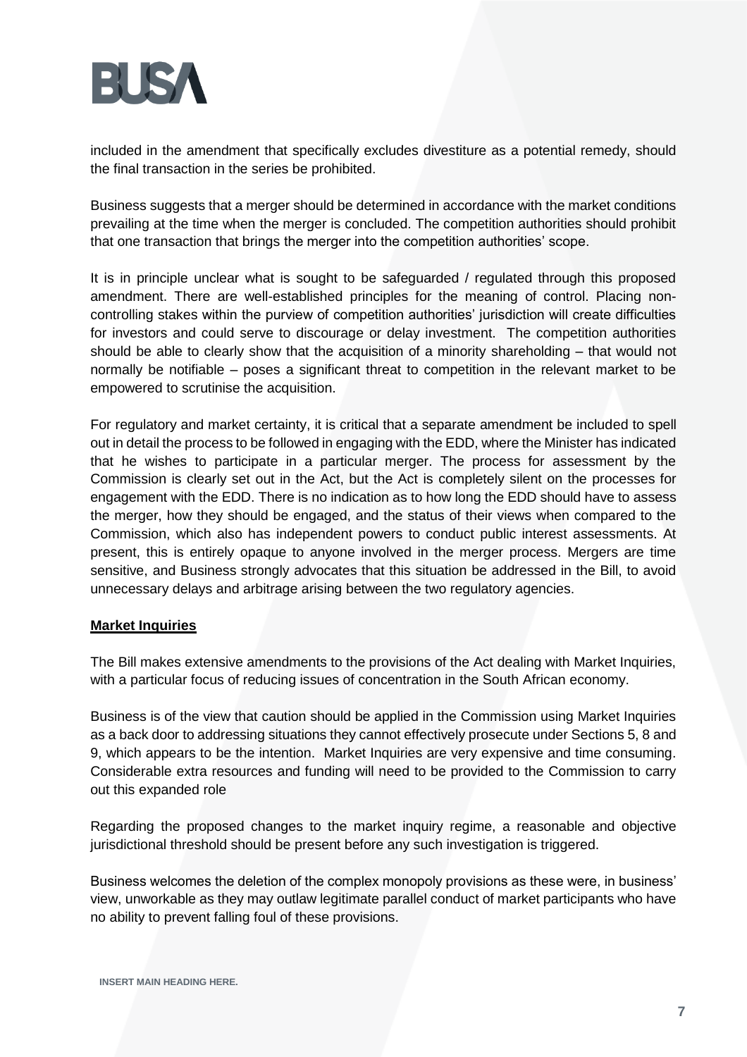included in the amendment that specifically excludes divestiture as a potential remedy, should the final transaction in the series be prohibited.

Business suggests that a merger should be determined in accordance with the market conditions prevailing at the time when the merger is concluded. The competition authorities should prohibit that one transaction that brings the merger into the competition authorities' scope.

It is in principle unclear what is sought to be safeguarded / regulated through this proposed amendment. There are well-established principles for the meaning of control. Placing non-controlling stakes within the purview of competition authorities' jurisdiction will create difficulties for investors and could serve to discourage or delay investment. The competition authorities should be able to clearly show that the acquisition of a minority shareholding – that would not normally be notifiable – poses a significant threat to competition in the relevant market to be empowered to scrutinise the acquisition.

For regulatory and market certainty, it is critical that a separate amendment be included to spell out in detail the process to be followed in engaging with the EDD, where the Minister has indicated that he wishes to participate in a particular merger. The process for assessment by the Commission is clearly set out in the Act, but the Act is completely silent on the processes for engagement with the EDD. There is no indication as to how long the EDD should have to assess the merger, how they should be engaged, and the status of their views when compared to the Commission, which also has independent powers to conduct public interest assessments. At present, this is entirely opaque to anyone involved in the merger process. Mergers are time sensitive, and Business strongly advocates that this situation be addressed in the Bill, to avoid unnecessary delays and arbitrage arising between the two regulatory agencies.

**Market Inquiries**

The Bill makes extensive amendments to the provisions of the Act dealing with Market Inquiries, with a particular focus of reducing issues of concentration in the South African economy.

Business is of the view that caution should be applied in the Commission using Market Inquiries as a back door to addressing situations they cannot effectively prosecute under Sections 5, 8 and 9, which appears to be the intention. Market Inquiries are very expensive and time consuming. Considerable extra resources and funding will need to be provided to the Commission to carry out this expanded role

Regarding the proposed changes to the market inquiry regime, a reasonable and objective jurisdictional threshold should be present before any such investigation is triggered.

Business welcomes the deletion of the complex monopoly provisions as these were, in business' view, unworkable as they may outlaw legitimate parallel conduct of market participants who have no ability to prevent falling foul of these provisions.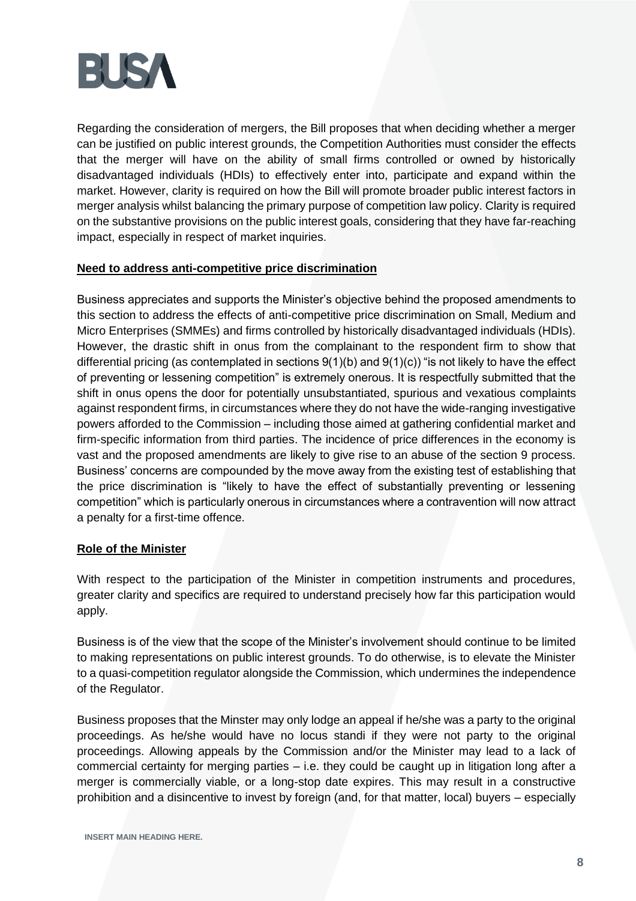Regarding the consideration of mergers, the Bill proposes that when deciding whether a merger can be justified on public interest grounds, the Competition Authorities must consider the effects that the merger will have on the ability of small firms controlled or owned by historically disadvantaged individuals (HDIs) to effectively enter into, participate and expand within the market. However, clarity is required on how the Bill will promote broader public interest factors in merger analysis whilst balancing the primary purpose of competition law policy. Clarity is required on the substantive provisions on the public interest goals, considering that they have far-reaching impact, especially in respect of market inquiries.

**Need to address anti-competitive price discrimination**

Business appreciates and supports the Minister's objective behind the proposed amendments to this section to address the effects of anti-competitive price discrimination on Small, Medium and Micro Enterprises (SMMEs) and firms controlled by historically disadvantaged individuals (HDIs). However, the drastic shift in onus from the complainant to the respondent firm to show that differential pricing (as contemplated in sections 9(1)(b) and 9(1)(c)) "is not likely to have the effect of preventing or lessening competition" is extremely onerous. It is respectfully submitted that the shift in onus opens the door for potentially unsubstantiated, spurious and vexatious complaints against respondent firms, in circumstances where they do not have the wide-ranging investigative powers afforded to the Commission – including those aimed at gathering confidential market and firm-specific information from third parties. The incidence of price differences in the economy is vast and the proposed amendments are likely to give rise to an abuse of the section 9 process. Business' concerns are compounded by the move away from the existing test of establishing that the price discrimination is "likely to have the effect of substantially preventing or lessening competition" which is particularly onerous in circumstances where a contravention will now attract a penalty for a first-time offence.

**Role of the Minister**

With respect to the participation of the Minister in competition instruments and procedures, greater clarity and specifics are required to understand precisely how far this participation would apply.

Business is of the view that the scope of the Minister's involvement should continue to be limited to making representations on public interest grounds. To do otherwise, is to elevate the Minister to a quasi-competition regulator alongside the Commission, which undermines the independence of the Regulator.

Business proposes that the Minster may only lodge an appeal if he/she was a party to the original proceedings. As he/she would have no locus standi if they were not party to the original proceedings. Allowing appeals by the Commission and/or the Minister may lead to a lack of commercial certainty for merging parties – i.e. they could be caught up in litigation long after a merger is commercially viable, or a long-stop date expires. This may result in a constructive prohibition and a disincentive to invest by foreign (and, for that matter, local) buyers – especially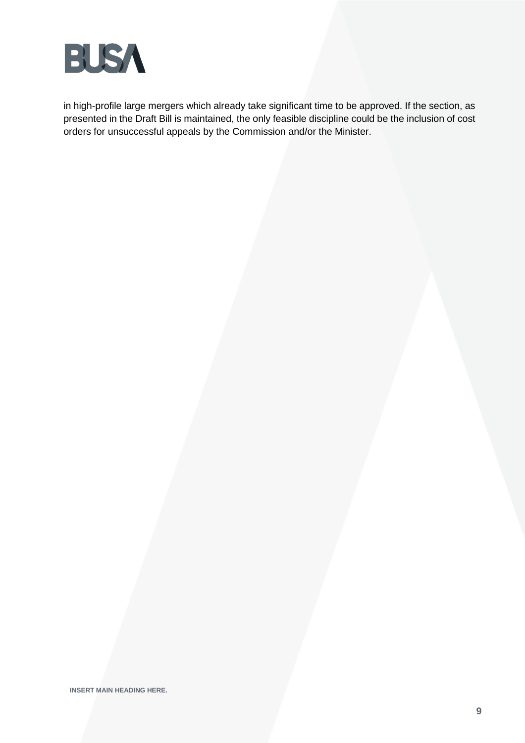in high-profile large mergers which already take significant time to be approved. If the section, as presented in the Draft Bill is maintained, the only feasible discipline could be the inclusion of cost orders for unsuccessful appeals by the Commission and/or the Minister.